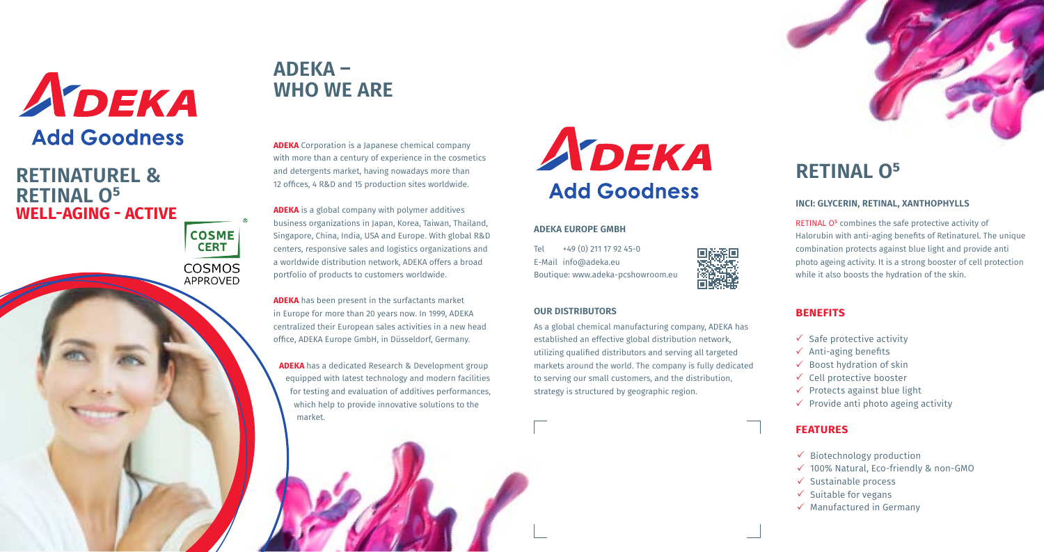# ADEKA

**Add Goodness**

## RETINATUREL & RETINAL O5

### WELL-AGING - ACTIVE

COSMECERT
COSMOS APPROVED

## ADEKA – WHO WE ARE

**ADEKA** Corporation is a Japanese chemical company with more than a century of experience in the cosmetics and detergents market, having nowadays more than 12 offices, 4 R&D and 15 production sites worldwide.

**ADEKA** is a global company with polymer additives business organizations in Japan, Korea, Taiwan, Thailand, Singapore, China, India, USA and Europe. With global R&D centers, responsive sales and logistics organizations and a worldwide distribution network, ADEKA offers a broad portfolio of products to customers worldwide.

**ADEKA** has been present in the surfactants market in Europe for more than 20 years now. In 1999, ADEKA centralized their European sales activities in a new head office, ADEKA Europe GmbH, in Düsseldorf, Germany.

**ADEKA** has a dedicated Research & Development group equipped with latest technology and modern facilities for testing and evaluation of additives performances, which help to provide innovative solutions to the market.

# ADEKA

**Add Goodness**

### ADEKA EUROPE GMBH

Tel +49 (0) 211 17 92 45-0
E-Mail info@adeka.eu
Boutique: www.adeka-pcshowroom.eu

### OUR DISTRIBUTORS

As a global chemical manufacturing company, ADEKA has established an effective global distribution network, utilizing qualified distributors and serving all targeted markets around the world. The company is fully dedicated to serving our small customers, and the distribution, strategy is structured by geographic region.

## RETINAL O5

### INCI: GLYCERIN, RETINAL, XANTHOPHYLLS

RETINAL O5 combines the safe protective activity of Halorubin with anti-aging benefits of Retinaturel. The unique combination protects against blue light and provide anti photo ageing activity. It is a strong booster of cell protection while it also boosts the hydration of the skin.

### BENEFITS

- ✓ Safe protective activity
- ✓ Anti-aging benefits
- ✓ Boost hydration of skin
- ✓ Cell protective booster
- ✓ Protects against blue light
- ✓ Provide anti photo ageing activity

### FEATURES

- ✓ Biotechnology production
- ✓ 100% Natural, Eco-friendly & non-GMO
- ✓ Sustainable process
- ✓ Suitable for vegans
- ✓ Manufactured in Germany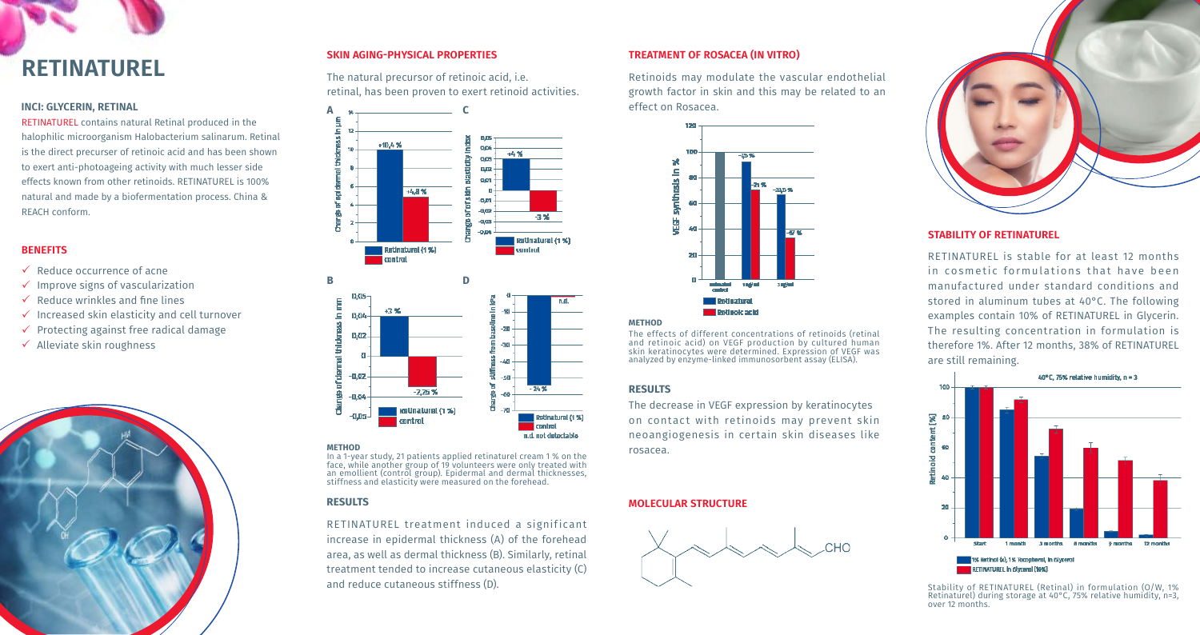# RETINATUREL

### INCI: GLYCERIN, RETINAL

RETINATUREL contains natural Retinal produced in the halophilic microorganism Halobacterium salinarum. Retinal is the direct precurser of retinoic acid and has been shown to exert anti-photoageing activity with much lesser side effects known from other retinoids. RETINATUREL is 100% natural and made by a biofermentation process. China & REACH conform.

### BENEFITS

- ✓ Reduce occurrence of acne
- ✓ Improve signs of vascularization
- ✓ Reduce wrinkles and fine lines
- ✓ Increased skin elasticity and cell turnover
- ✓ Protecting against free radical damage
- ✓ Alleviate skin roughness

### SKIN AGING-PHYSICAL PROPERTIES

The natural precursor of retinoic acid, i.e. retinal, has been proven to exert retinoid activities.

A
Change of epidermal thickness in µm
+10,4 %
+4,8 %
Retinaturel (1 %)
control

C
Change of of skin elasticity index
+4 %
-3 %
Retinaturel (1 %)
control

B
Change of dermal thickness in mm
+3 %
-2,25 %
Retinaturel (1 %)
control

D
Change of stiffness from baseline in kPa
n.d.
-24 %
Retinaturel (1 %)
control
n.d. not detectable

**METHOD**

In a 1-year study, 21 patients applied retinaturel cream 1 % on the face, while another group of 19 volunteers were only treated with an emollient (control group). Epidermal and dermal thicknesses, stiffness and elasticity were measured on the forehead.

### RESULTS

RETINATUREL treatment induced a significant increase in epidermal thickness (A) of the forehead area, as well as dermal thickness (B). Similarly, retinal treatment tended to increase cutaneous elasticity (C) and reduce cutaneous stiffness (D).

### TREATMENT OF ROSACEA (IN VITRO)

Retinoids may modulate the vascular endothelial growth factor in skin and this may be related to an effect on Rosacea.

VEGF synthesis in %
-10 %
-31 %
-33,5 %
-67 %
untreated control
1 µg/ml
3 µg/ml
Retinaturel
Retinoic acid

**METHOD**

The effects of different concentrations of retinoids (retinal and retinoic acid) on VEGF production by cultured human skin keratinocytes were determined. Expression of VEGF was analyzed by enzyme-linked immunosorbent assay (ELISA).

### RESULTS

The decrease in VEGF expression by keratinocytes on contact with retinoids may prevent skin neoangiogenesis in certain skin diseases like rosacea.

### MOLECULAR STRUCTURE

CHO

### STABILITY OF RETINATUREL

RETINATUREL is stable for at least 12 months in cosmetic formulations that have been manufactured under standard conditions and stored in aluminum tubes at 40°C. The following examples contain 10% of RETINATUREL in Glycerin. The resulting concentration in formulation is therefore 1%. After 12 months, 38% of RETINATUREL are still remaining.

40°C, 75% relative humidity, n = 3
Retinoid content [%]
Start
1 month
3 months
6 months
9 months
12 months
1% Retinol (b), 1% Tocopherol, in Glycerol
RETINATUREL in Glycerol (10%)

Stability of RETINATUREL (Retinal) in formulation (O/W, 1% Retinaturel) during storage at 40°C, 75% relative humidity, n=3, over 12 months.